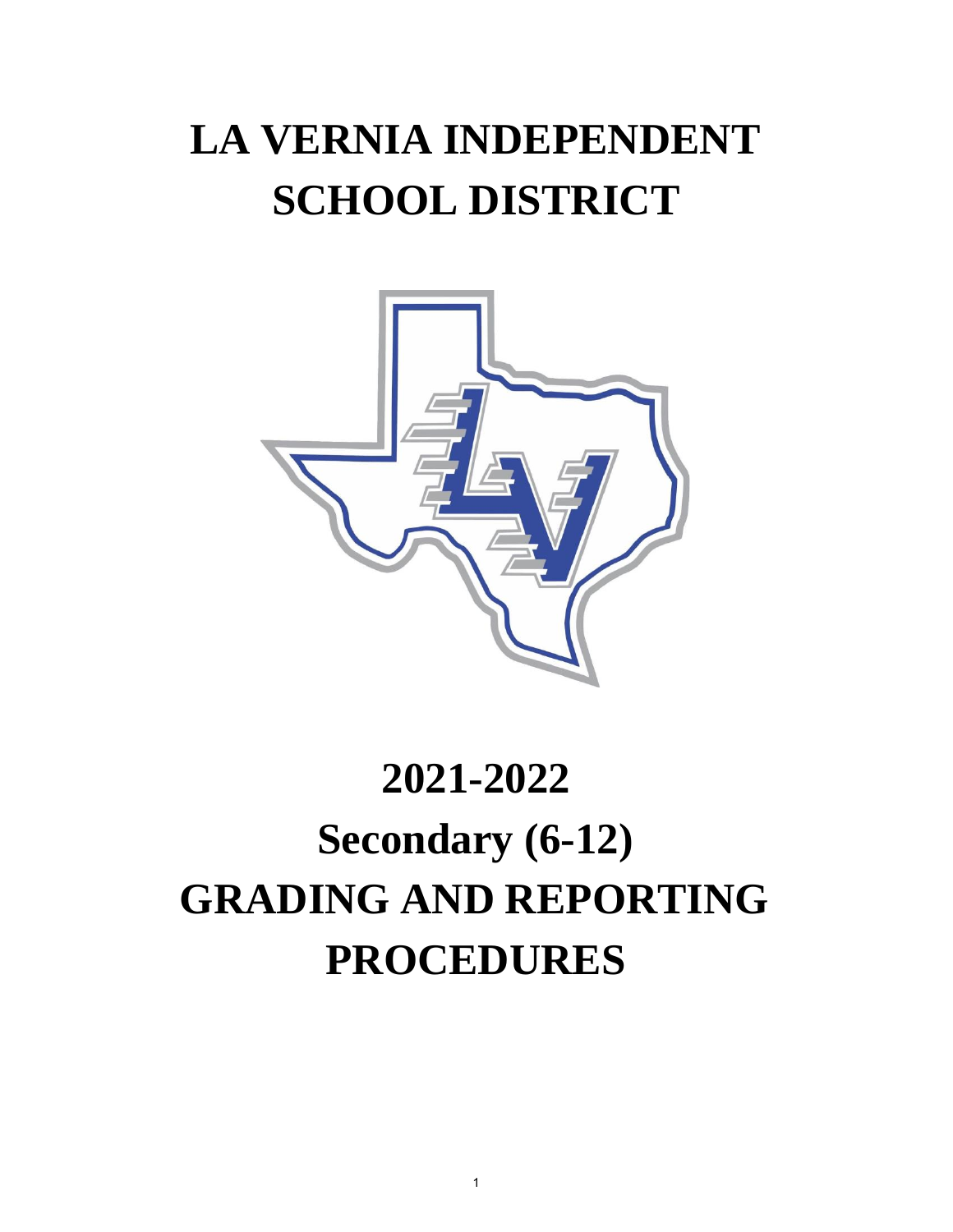# LA VERNIA INDEPENDENT SCHOOL DISTRICT

# 2021-2022

# Secondary (6-12)

# GRADING AND REPORTING PROCEDURES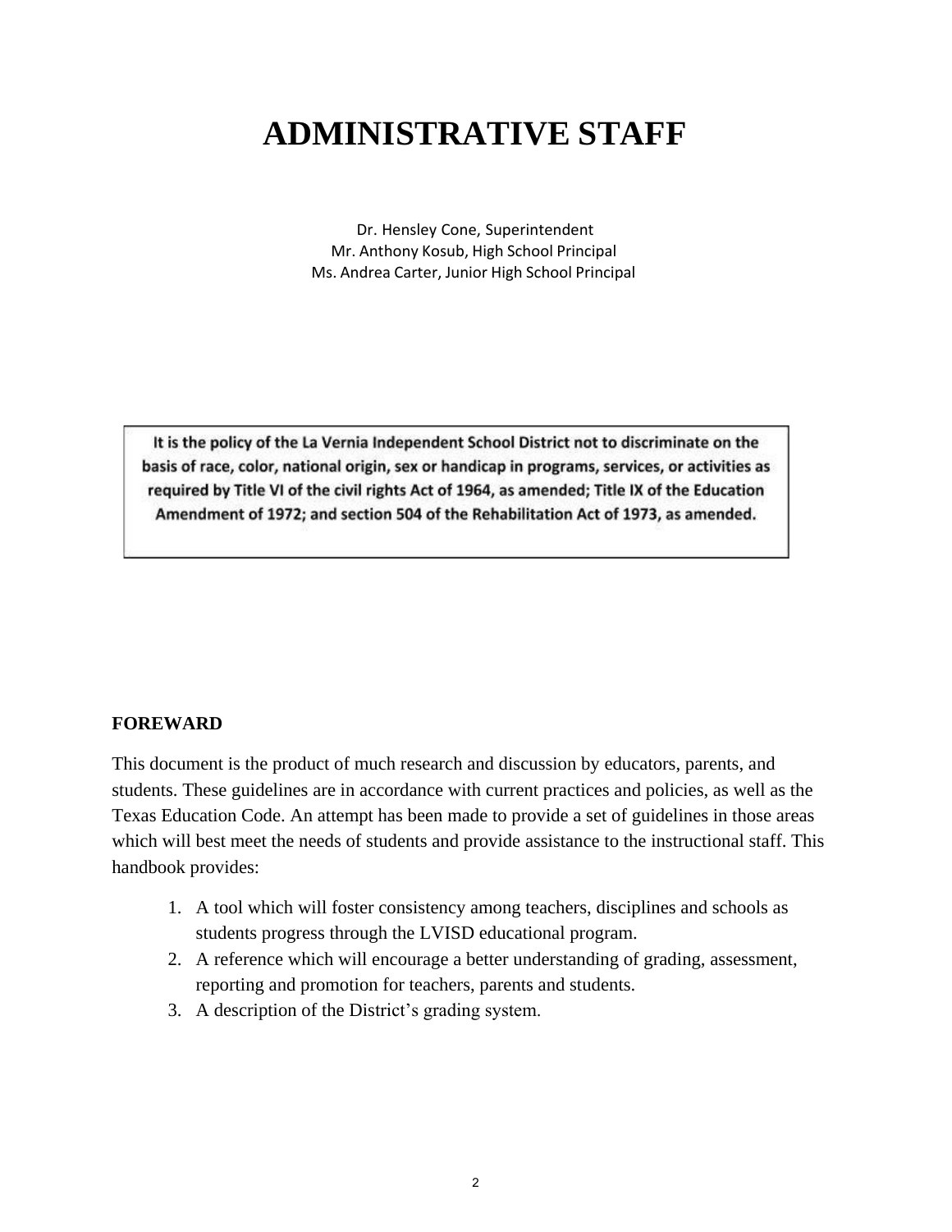# ADMINISTRATIVE STAFF

Dr. Hensley Cone, Superintendent
Mr. Anthony Kosub, High School Principal
Ms. Andrea Carter, Junior High School Principal

**It is the policy of the La Vernia Independent School District not to discriminate on the basis of race, color, national origin, sex or handicap in programs, services, or activities as required by Title VI of the civil rights Act of 1964, as amended; Title IX of the Education Amendment of 1972; and section 504 of the Rehabilitation Act of 1973, as amended.**

## FOREWARD

This document is the product of much research and discussion by educators, parents, and students. These guidelines are in accordance with current practices and policies, as well as the Texas Education Code. An attempt has been made to provide a set of guidelines in those areas which will best meet the needs of students and provide assistance to the instructional staff. This handbook provides:

1. A tool which will foster consistency among teachers, disciplines and schools as students progress through the LVISD educational program.
2. A reference which will encourage a better understanding of grading, assessment, reporting and promotion for teachers, parents and students.
3. A description of the District's grading system.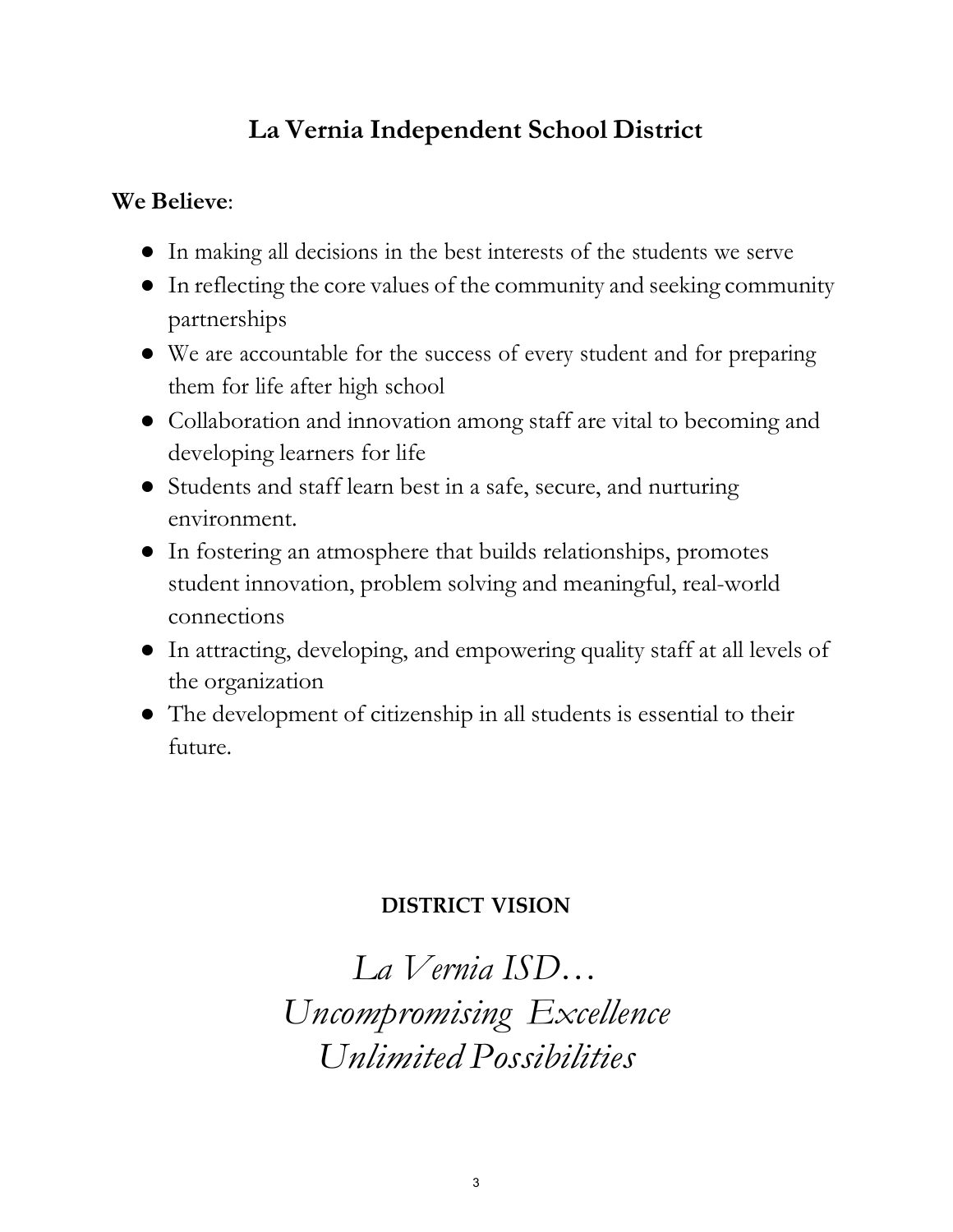# La Vernia Independent School District

**We Believe**:

- In making all decisions in the best interests of the students we serve
- In reflecting the core values of the community and seeking community partnerships
- We are accountable for the success of every student and for preparing them for life after high school
- Collaboration and innovation among staff are vital to becoming and developing learners for life
- Students and staff learn best in a safe, secure, and nurturing environment.
- In fostering an atmosphere that builds relationships, promotes student innovation, problem solving and meaningful, real-world connections
- In attracting, developing, and empowering quality staff at all levels of the organization
- The development of citizenship in all students is essential to their future.

## DISTRICT VISION

*La Vernia ISD…*
*Uncompromising Excellence*
*Unlimited Possibilities*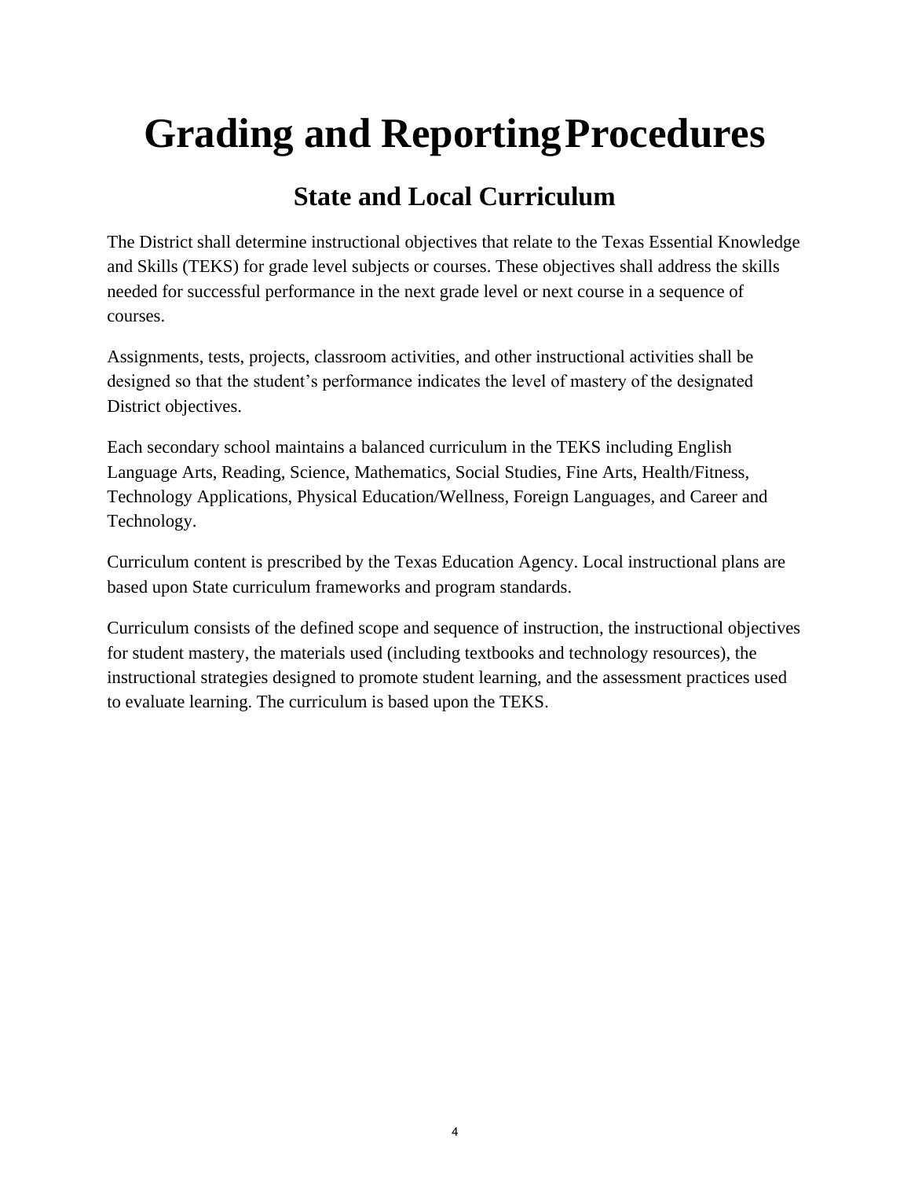# Grading and Reporting Procedures

## State and Local Curriculum

The District shall determine instructional objectives that relate to the Texas Essential Knowledge and Skills (TEKS) for grade level subjects or courses. These objectives shall address the skills needed for successful performance in the next grade level or next course in a sequence of courses.

Assignments, tests, projects, classroom activities, and other instructional activities shall be designed so that the student's performance indicates the level of mastery of the designated District objectives.

Each secondary school maintains a balanced curriculum in the TEKS including English Language Arts, Reading, Science, Mathematics, Social Studies, Fine Arts, Health/Fitness, Technology Applications, Physical Education/Wellness, Foreign Languages, and Career and Technology.

Curriculum content is prescribed by the Texas Education Agency. Local instructional plans are based upon State curriculum frameworks and program standards.

Curriculum consists of the defined scope and sequence of instruction, the instructional objectives for student mastery, the materials used (including textbooks and technology resources), the instructional strategies designed to promote student learning, and the assessment practices used to evaluate learning. The curriculum is based upon the TEKS.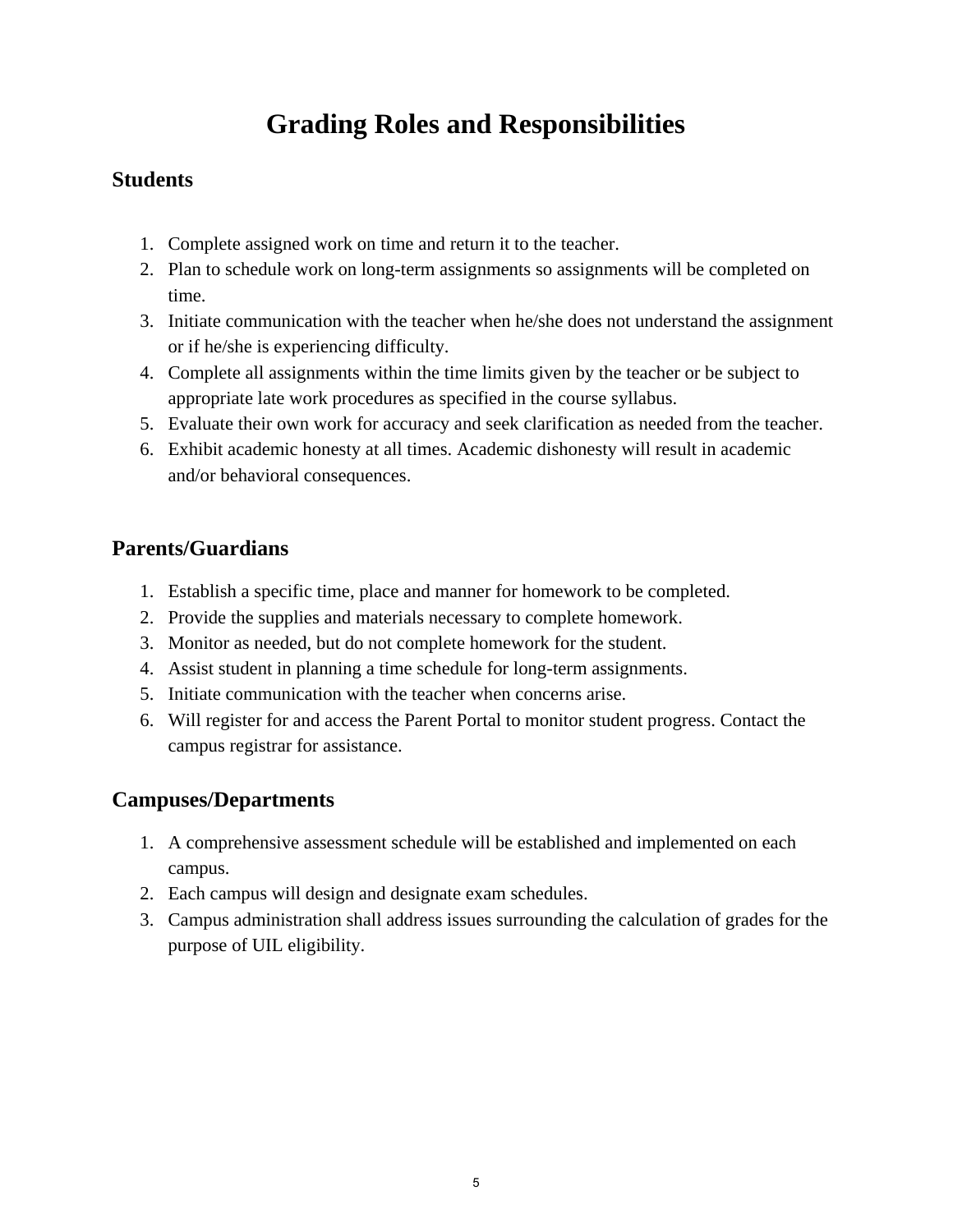# Grading Roles and Responsibilities

## Students

1. Complete assigned work on time and return it to the teacher.
2. Plan to schedule work on long-term assignments so assignments will be completed on time.
3. Initiate communication with the teacher when he/she does not understand the assignment or if he/she is experiencing difficulty.
4. Complete all assignments within the time limits given by the teacher or be subject to appropriate late work procedures as specified in the course syllabus.
5. Evaluate their own work for accuracy and seek clarification as needed from the teacher.
6. Exhibit academic honesty at all times. Academic dishonesty will result in academic and/or behavioral consequences.

## Parents/Guardians

1. Establish a specific time, place and manner for homework to be completed.
2. Provide the supplies and materials necessary to complete homework.
3. Monitor as needed, but do not complete homework for the student.
4. Assist student in planning a time schedule for long-term assignments.
5. Initiate communication with the teacher when concerns arise.
6. Will register for and access the Parent Portal to monitor student progress. Contact the campus registrar for assistance.

## Campuses/Departments

1. A comprehensive assessment schedule will be established and implemented on each campus.
2. Each campus will design and designate exam schedules.
3. Campus administration shall address issues surrounding the calculation of grades for the purpose of UIL eligibility.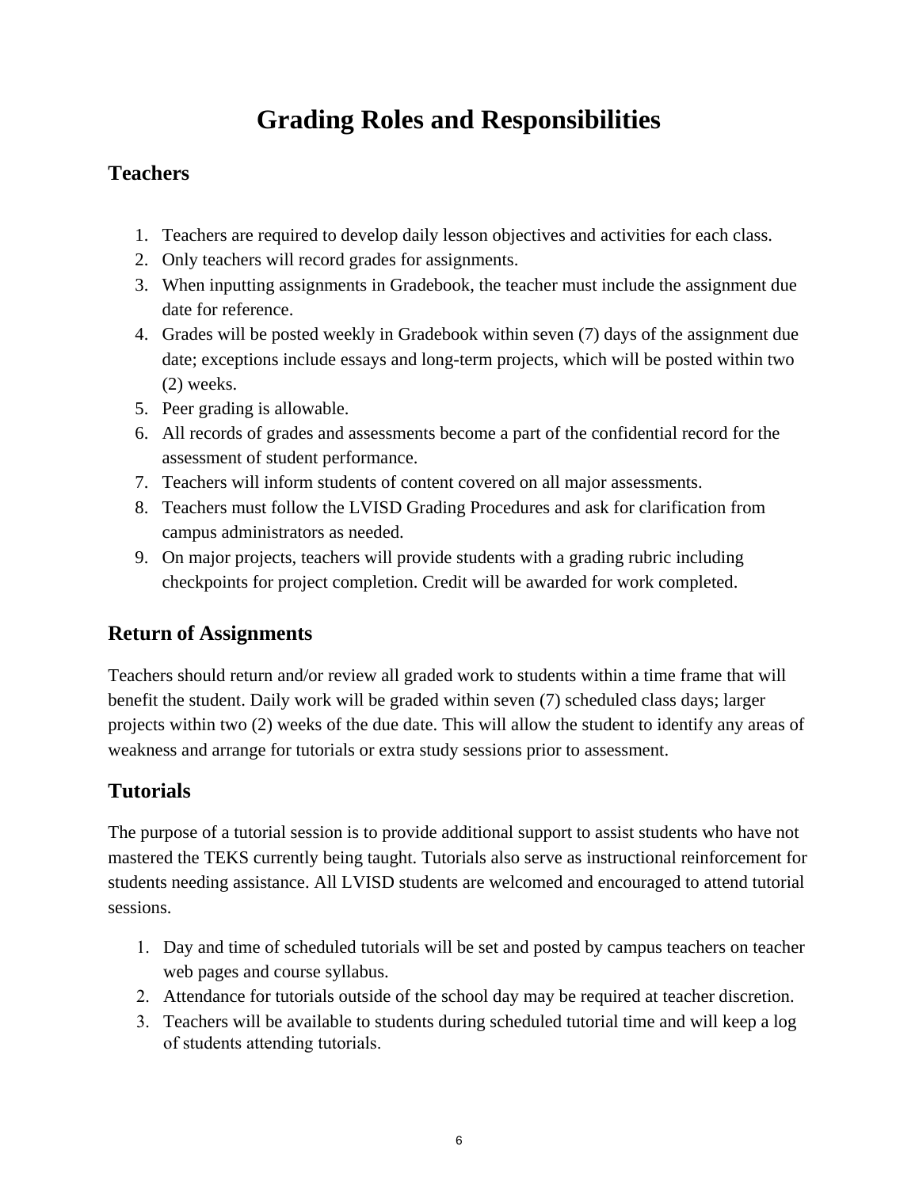# Grading Roles and Responsibilities

## Teachers

1. Teachers are required to develop daily lesson objectives and activities for each class.
2. Only teachers will record grades for assignments.
3. When inputting assignments in Gradebook, the teacher must include the assignment due date for reference.
4. Grades will be posted weekly in Gradebook within seven (7) days of the assignment due date; exceptions include essays and long-term projects, which will be posted within two (2) weeks.
5. Peer grading is allowable.
6. All records of grades and assessments become a part of the confidential record for the assessment of student performance.
7. Teachers will inform students of content covered on all major assessments.
8. Teachers must follow the LVISD Grading Procedures and ask for clarification from campus administrators as needed.
9. On major projects, teachers will provide students with a grading rubric including checkpoints for project completion. Credit will be awarded for work completed.

## Return of Assignments

Teachers should return and/or review all graded work to students within a time frame that will benefit the student. Daily work will be graded within seven (7) scheduled class days; larger projects within two (2) weeks of the due date. This will allow the student to identify any areas of weakness and arrange for tutorials or extra study sessions prior to assessment.

## Tutorials

The purpose of a tutorial session is to provide additional support to assist students who have not mastered the TEKS currently being taught. Tutorials also serve as instructional reinforcement for students needing assistance. All LVISD students are welcomed and encouraged to attend tutorial sessions.

1. Day and time of scheduled tutorials will be set and posted by campus teachers on teacher web pages and course syllabus.
2. Attendance for tutorials outside of the school day may be required at teacher discretion.
3. Teachers will be available to students during scheduled tutorial time and will keep a log of students attending tutorials.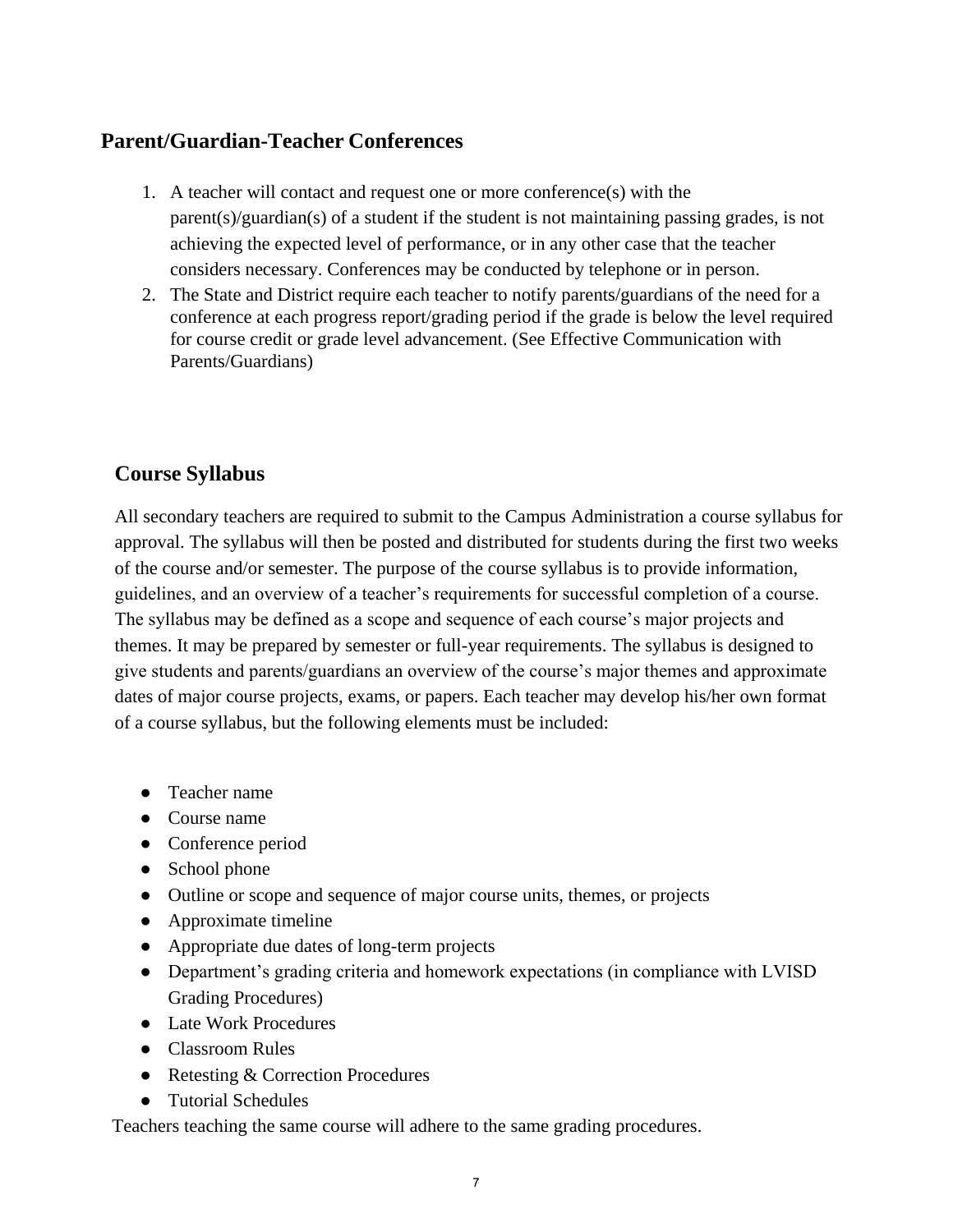## Parent/Guardian-Teacher Conferences

1. A teacher will contact and request one or more conference(s) with the parent(s)/guardian(s) of a student if the student is not maintaining passing grades, is not achieving the expected level of performance, or in any other case that the teacher considers necessary. Conferences may be conducted by telephone or in person.
2. The State and District require each teacher to notify parents/guardians of the need for a conference at each progress report/grading period if the grade is below the level required for course credit or grade level advancement. (See Effective Communication with Parents/Guardians)

## Course Syllabus

All secondary teachers are required to submit to the Campus Administration a course syllabus for approval. The syllabus will then be posted and distributed for students during the first two weeks of the course and/or semester. The purpose of the course syllabus is to provide information, guidelines, and an overview of a teacher's requirements for successful completion of a course. The syllabus may be defined as a scope and sequence of each course's major projects and themes. It may be prepared by semester or full-year requirements. The syllabus is designed to give students and parents/guardians an overview of the course's major themes and approximate dates of major course projects, exams, or papers. Each teacher may develop his/her own format of a course syllabus, but the following elements must be included:

- Teacher name
- Course name
- Conference period
- School phone
- Outline or scope and sequence of major course units, themes, or projects
- Approximate timeline
- Appropriate due dates of long-term projects
- Department's grading criteria and homework expectations (in compliance with LVISD Grading Procedures)
- Late Work Procedures
- Classroom Rules
- Retesting & Correction Procedures
- Tutorial Schedules

Teachers teaching the same course will adhere to the same grading procedures.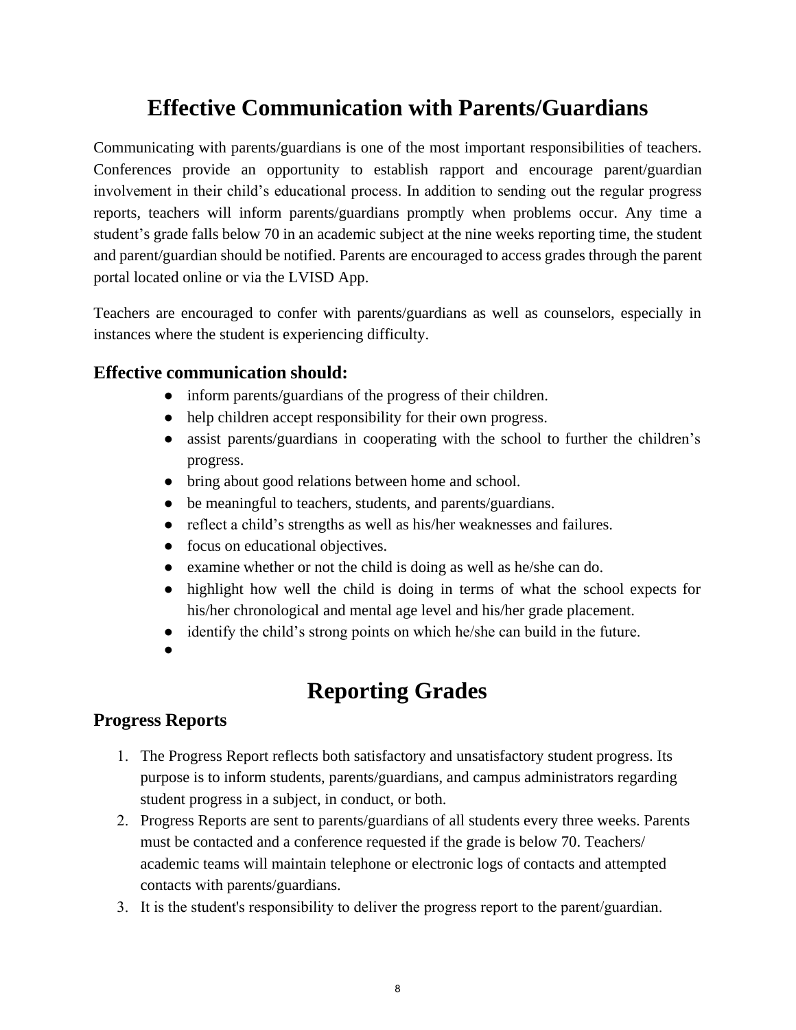# Effective Communication with Parents/Guardians

Communicating with parents/guardians is one of the most important responsibilities of teachers. Conferences provide an opportunity to establish rapport and encourage parent/guardian involvement in their child's educational process. In addition to sending out the regular progress reports, teachers will inform parents/guardians promptly when problems occur. Any time a student's grade falls below 70 in an academic subject at the nine weeks reporting time, the student and parent/guardian should be notified. Parents are encouraged to access grades through the parent portal located online or via the LVISD App.

Teachers are encouraged to confer with parents/guardians as well as counselors, especially in instances where the student is experiencing difficulty.

### Effective communication should:

- inform parents/guardians of the progress of their children.
- help children accept responsibility for their own progress.
- assist parents/guardians in cooperating with the school to further the children's progress.
- bring about good relations between home and school.
- be meaningful to teachers, students, and parents/guardians.
- reflect a child's strengths as well as his/her weaknesses and failures.
- focus on educational objectives.
- examine whether or not the child is doing as well as he/she can do.
- highlight how well the child is doing in terms of what the school expects for his/her chronological and mental age level and his/her grade placement.
- identify the child's strong points on which he/she can build in the future.
-

# Reporting Grades

### Progress Reports

1. The Progress Report reflects both satisfactory and unsatisfactory student progress. Its purpose is to inform students, parents/guardians, and campus administrators regarding student progress in a subject, in conduct, or both.
2. Progress Reports are sent to parents/guardians of all students every three weeks. Parents must be contacted and a conference requested if the grade is below 70. Teachers/ academic teams will maintain telephone or electronic logs of contacts and attempted contacts with parents/guardians.
3. It is the student's responsibility to deliver the progress report to the parent/guardian.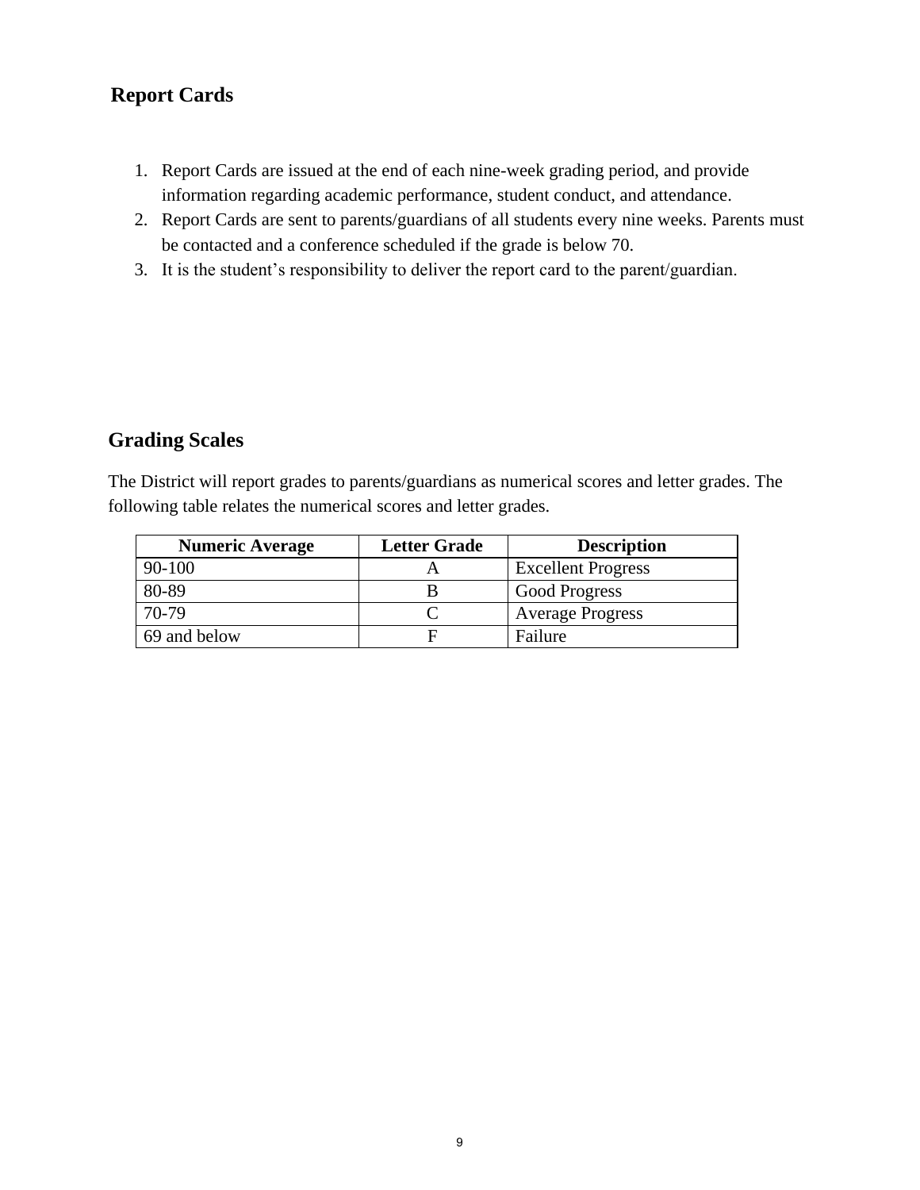## Report Cards

1. Report Cards are issued at the end of each nine-week grading period, and provide information regarding academic performance, student conduct, and attendance.
2. Report Cards are sent to parents/guardians of all students every nine weeks. Parents must be contacted and a conference scheduled if the grade is below 70.
3. It is the student's responsibility to deliver the report card to the parent/guardian.

## Grading Scales

The District will report grades to parents/guardians as numerical scores and letter grades. The following table relates the numerical scores and letter grades.

| Numeric Average | Letter Grade | Description |
|---|---|---|
| 90-100 | A | Excellent Progress |
| 80-89 | B | Good Progress |
| 70-79 | C | Average Progress |
| 69 and below | F | Failure |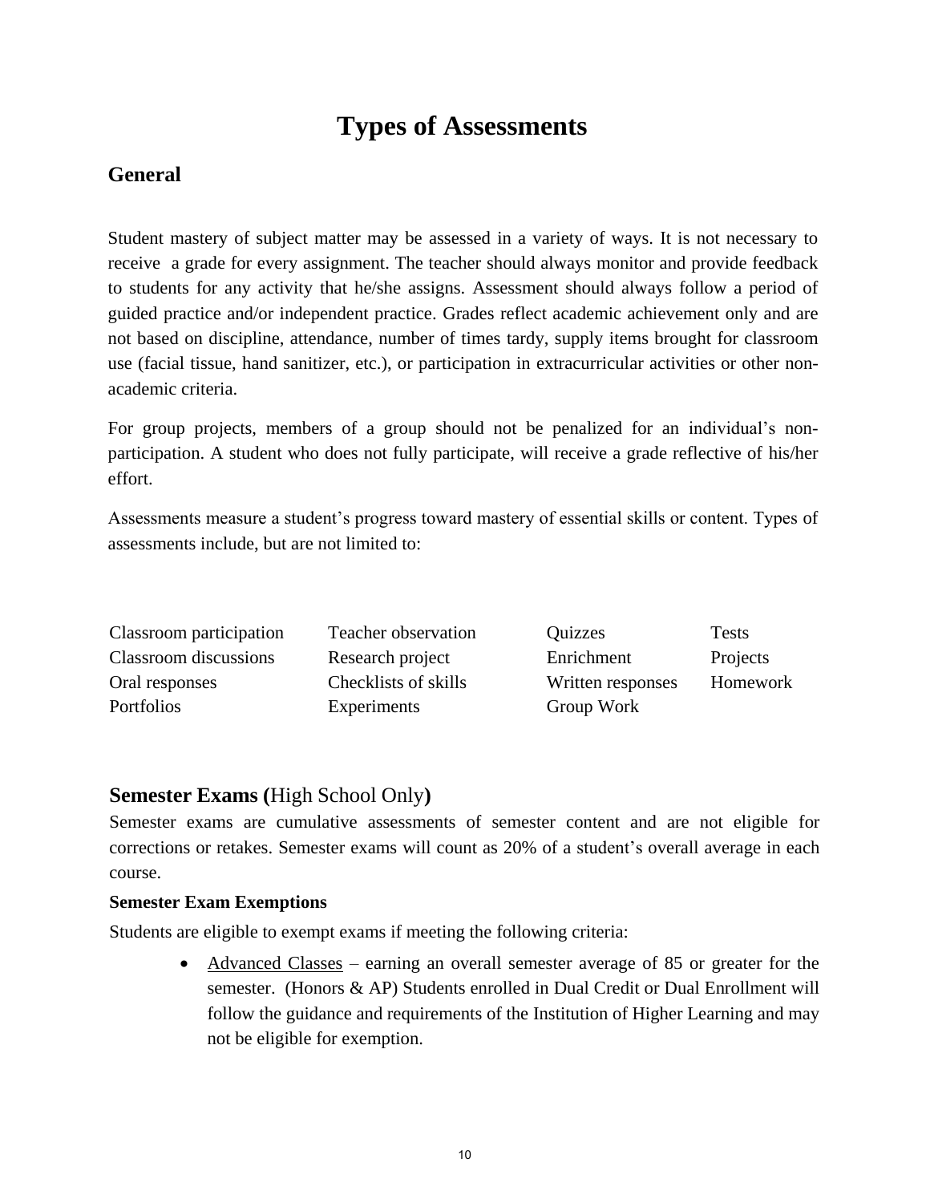# Types of Assessments

## General

Student mastery of subject matter may be assessed in a variety of ways. It is not necessary to receive a grade for every assignment. The teacher should always monitor and provide feedback to students for any activity that he/she assigns. Assessment should always follow a period of guided practice and/or independent practice. Grades reflect academic achievement only and are not based on discipline, attendance, number of times tardy, supply items brought for classroom use (facial tissue, hand sanitizer, etc.), or participation in extracurricular activities or other non-academic criteria.

For group projects, members of a group should not be penalized for an individual's non-participation. A student who does not fully participate, will receive a grade reflective of his/her effort.

Assessments measure a student's progress toward mastery of essential skills or content. Types of assessments include, but are not limited to:

| | | | |
|---|---|---|---|
| Classroom participation | Teacher observation | Quizzes | Tests |
| Classroom discussions | Research project | Enrichment | Projects |
| Oral responses | Checklists of skills | Written responses | Homework |
| Portfolios | Experiments | Group Work | |

## Semester Exams (High School Only)

Semester exams are cumulative assessments of semester content and are not eligible for corrections or retakes. Semester exams will count as 20% of a student's overall average in each course.

**Semester Exam Exemptions**

Students are eligible to exempt exams if meeting the following criteria:

- Advanced Classes – earning an overall semester average of 85 or greater for the semester. (Honors & AP) Students enrolled in Dual Credit or Dual Enrollment will follow the guidance and requirements of the Institution of Higher Learning and may not be eligible for exemption.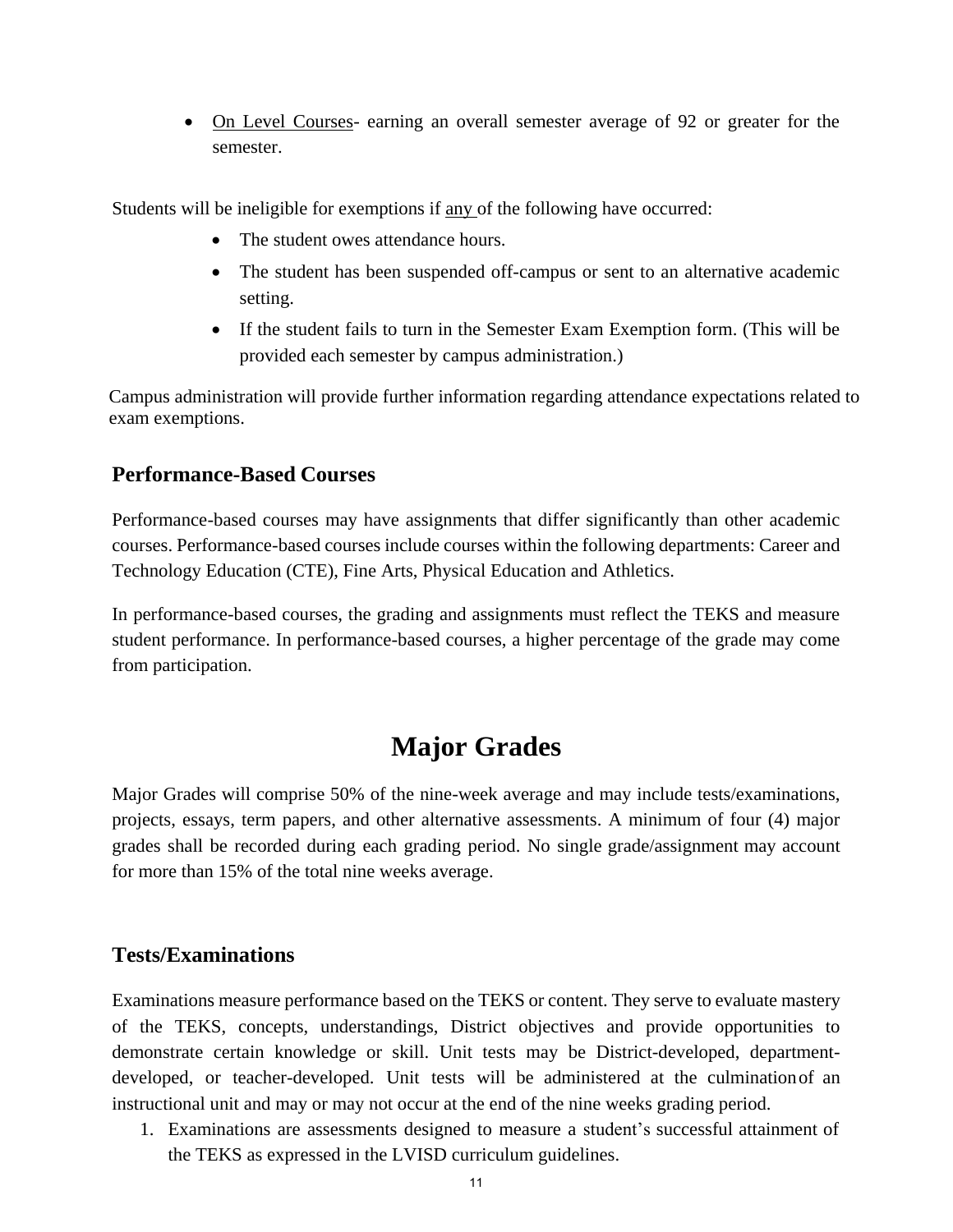- On Level Courses- earning an overall semester average of 92 or greater for the semester.

Students will be ineligible for exemptions if any of the following have occurred:

- The student owes attendance hours.
- The student has been suspended off-campus or sent to an alternative academic setting.
- If the student fails to turn in the Semester Exam Exemption form. (This will be provided each semester by campus administration.)

Campus administration will provide further information regarding attendance expectations related to exam exemptions.

### Performance-Based Courses

Performance-based courses may have assignments that differ significantly than other academic courses. Performance-based courses include courses within the following departments: Career and Technology Education (CTE), Fine Arts, Physical Education and Athletics.

In performance-based courses, the grading and assignments must reflect the TEKS and measure student performance. In performance-based courses, a higher percentage of the grade may come from participation.

## Major Grades

Major Grades will comprise 50% of the nine-week average and may include tests/examinations, projects, essays, term papers, and other alternative assessments. A minimum of four (4) major grades shall be recorded during each grading period. No single grade/assignment may account for more than 15% of the total nine weeks average.

### Tests/Examinations

Examinations measure performance based on the TEKS or content. They serve to evaluate mastery of the TEKS, concepts, understandings, District objectives and provide opportunities to demonstrate certain knowledge or skill. Unit tests may be District-developed, department-developed, or teacher-developed. Unit tests will be administered at the culmination of an instructional unit and may or may not occur at the end of the nine weeks grading period.

1. Examinations are assessments designed to measure a student's successful attainment of the TEKS as expressed in the LVISD curriculum guidelines.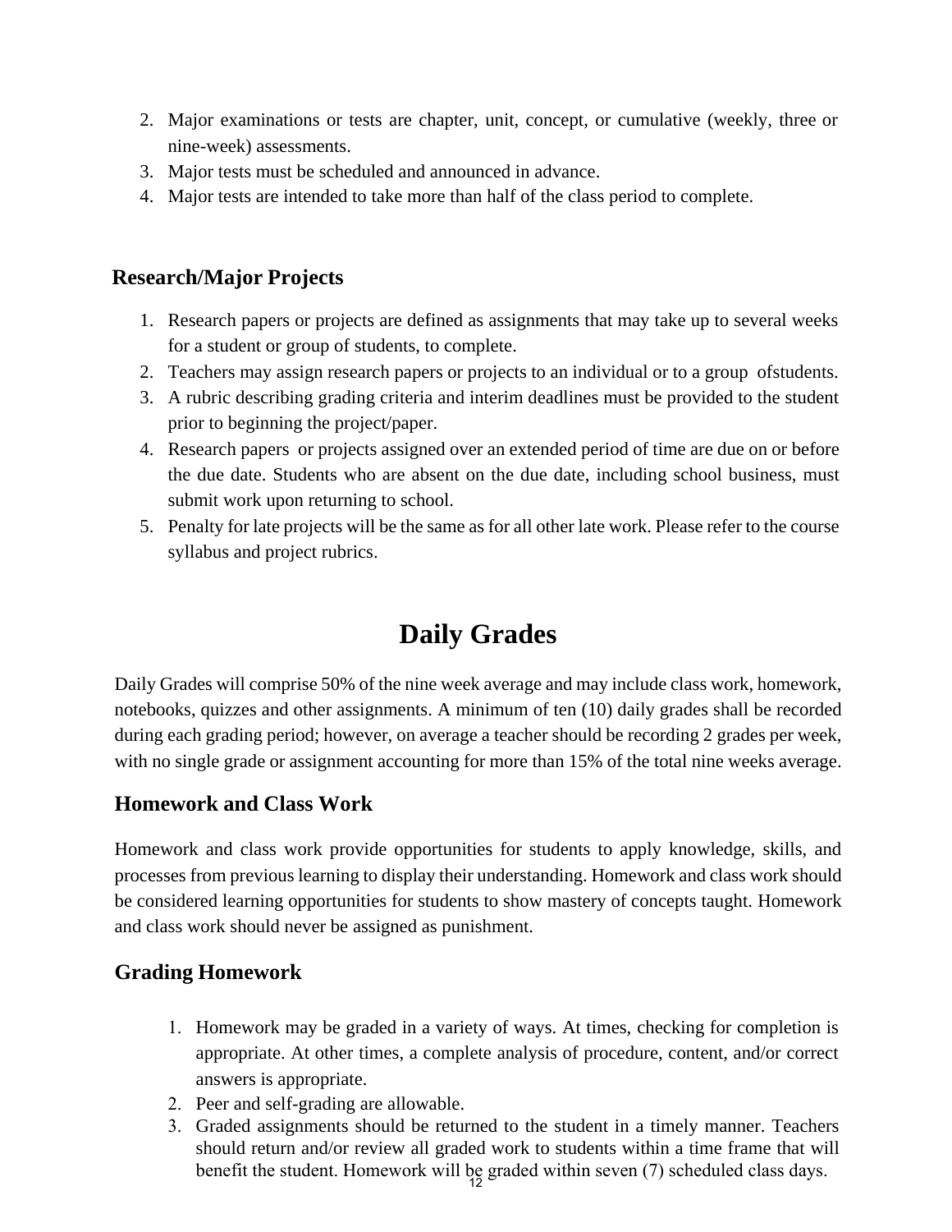2. Major examinations or tests are chapter, unit, concept, or cumulative (weekly, three or nine-week) assessments.
3. Major tests must be scheduled and announced in advance.
4. Major tests are intended to take more than half of the class period to complete.

### Research/Major Projects

1. Research papers or projects are defined as assignments that may take up to several weeks for a student or group of students, to complete.
2. Teachers may assign research papers or projects to an individual or to a group ofstudents.
3. A rubric describing grading criteria and interim deadlines must be provided to the student prior to beginning the project/paper.
4. Research papers or projects assigned over an extended period of time are due on or before the due date. Students who are absent on the due date, including school business, must submit work upon returning to school.
5. Penalty for late projects will be the same as for all other late work. Please refer to the course syllabus and project rubrics.

# Daily Grades

Daily Grades will comprise 50% of the nine week average and may include class work, homework, notebooks, quizzes and other assignments. A minimum of ten (10) daily grades shall be recorded during each grading period; however, on average a teacher should be recording 2 grades per week, with no single grade or assignment accounting for more than 15% of the total nine weeks average.

### Homework and Class Work

Homework and class work provide opportunities for students to apply knowledge, skills, and processes from previous learning to display their understanding. Homework and class work should be considered learning opportunities for students to show mastery of concepts taught. Homework and class work should never be assigned as punishment.

### Grading Homework

1. Homework may be graded in a variety of ways. At times, checking for completion is appropriate. At other times, a complete analysis of procedure, content, and/or correct answers is appropriate.
2. Peer and self-grading are allowable.
3. Graded assignments should be returned to the student in a timely manner. Teachers should return and/or review all graded work to students within a time frame that will benefit the student. Homework will be graded within seven (7) scheduled class days.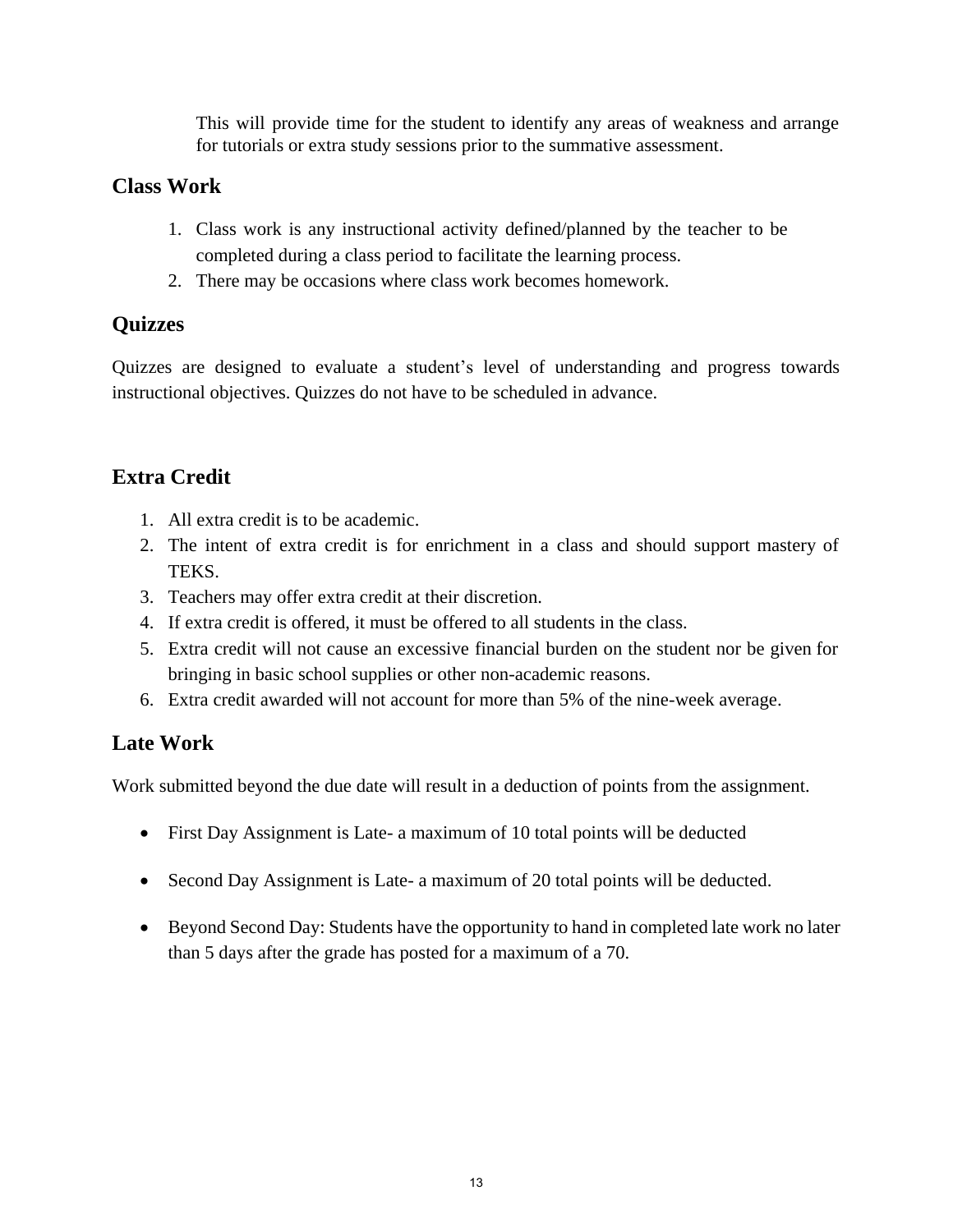This will provide time for the student to identify any areas of weakness and arrange for tutorials or extra study sessions prior to the summative assessment.

## Class Work

1. Class work is any instructional activity defined/planned by the teacher to be completed during a class period to facilitate the learning process.
2. There may be occasions where class work becomes homework.

## Quizzes

Quizzes are designed to evaluate a student's level of understanding and progress towards instructional objectives. Quizzes do not have to be scheduled in advance.

## Extra Credit

1. All extra credit is to be academic.
2. The intent of extra credit is for enrichment in a class and should support mastery of TEKS.
3. Teachers may offer extra credit at their discretion.
4. If extra credit is offered, it must be offered to all students in the class.
5. Extra credit will not cause an excessive financial burden on the student nor be given for bringing in basic school supplies or other non-academic reasons.
6. Extra credit awarded will not account for more than 5% of the nine-week average.

## Late Work

Work submitted beyond the due date will result in a deduction of points from the assignment.

- First Day Assignment is Late- a maximum of 10 total points will be deducted
- Second Day Assignment is Late- a maximum of 20 total points will be deducted.
- Beyond Second Day: Students have the opportunity to hand in completed late work no later than 5 days after the grade has posted for a maximum of a 70.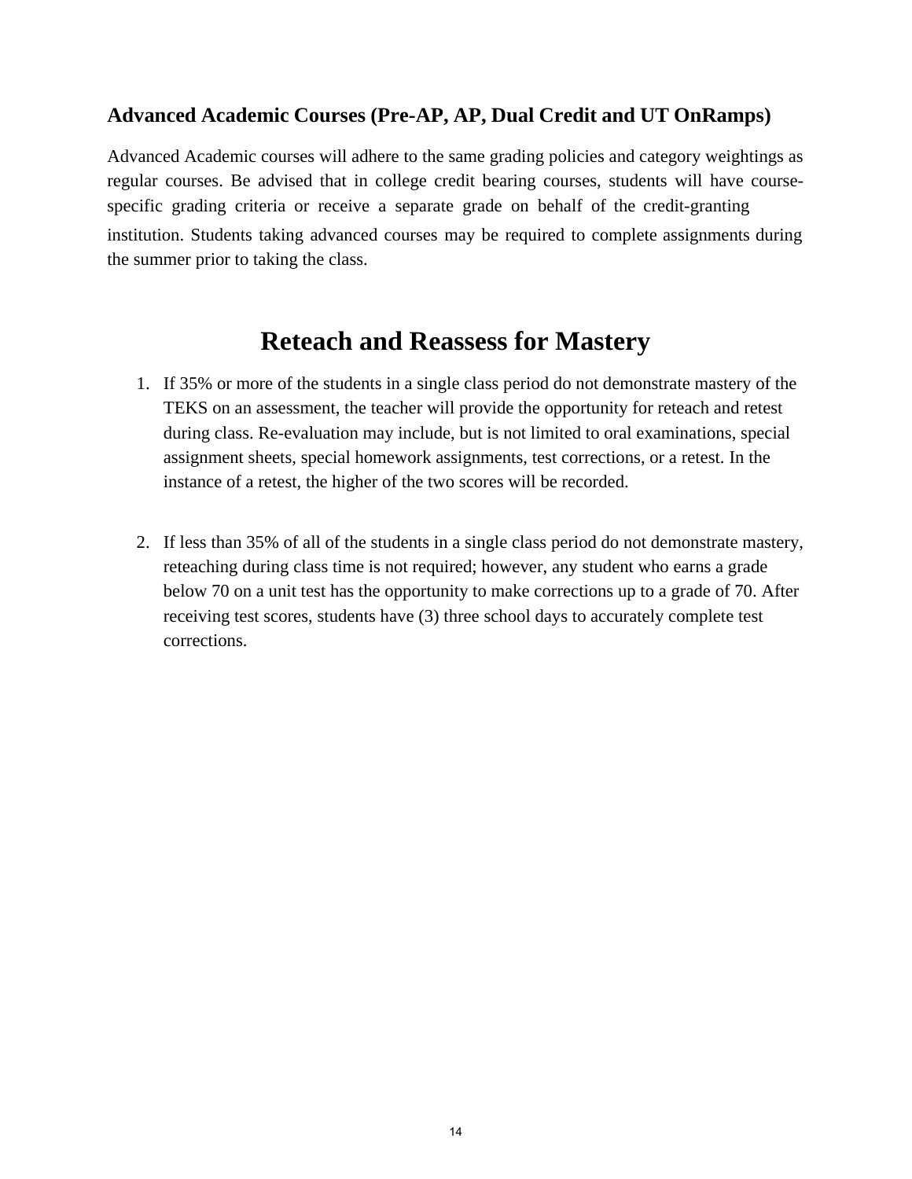### Advanced Academic Courses (Pre-AP, AP, Dual Credit and UT OnRamps)

Advanced Academic courses will adhere to the same grading policies and category weightings as regular courses. Be advised that in college credit bearing courses, students will have course-specific grading criteria or receive a separate grade on behalf of the credit-granting institution. Students taking advanced courses may be required to complete assignments during the summer prior to taking the class.

## Reteach and Reassess for Mastery

1. If 35% or more of the students in a single class period do not demonstrate mastery of the TEKS on an assessment, the teacher will provide the opportunity for reteach and retest during class. Re-evaluation may include, but is not limited to oral examinations, special assignment sheets, special homework assignments, test corrections, or a retest. In the instance of a retest, the higher of the two scores will be recorded.

2. If less than 35% of all of the students in a single class period do not demonstrate mastery, reteaching during class time is not required; however, any student who earns a grade below 70 on a unit test has the opportunity to make corrections up to a grade of 70. After receiving test scores, students have (3) three school days to accurately complete test corrections.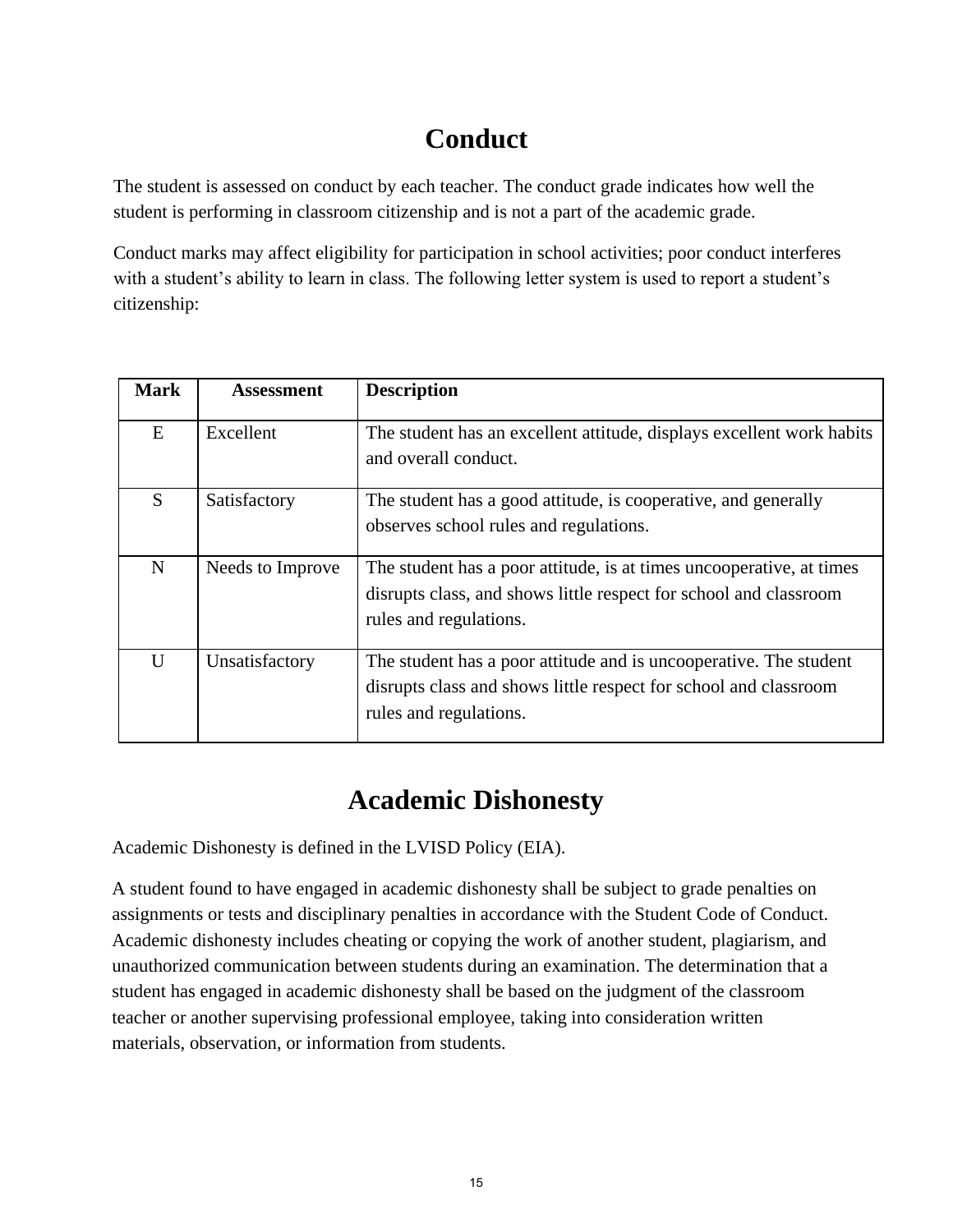# Conduct

The student is assessed on conduct by each teacher. The conduct grade indicates how well the student is performing in classroom citizenship and is not a part of the academic grade.

Conduct marks may affect eligibility for participation in school activities; poor conduct interferes with a student's ability to learn in class. The following letter system is used to report a student's citizenship:

| Mark | Assessment | Description |
|---|---|---|
| E | Excellent | The student has an excellent attitude, displays excellent work habits and overall conduct. |
| S | Satisfactory | The student has a good attitude, is cooperative, and generally observes school rules and regulations. |
| N | Needs to Improve | The student has a poor attitude, is at times uncooperative, at times disrupts class, and shows little respect for school and classroom rules and regulations. |
| U | Unsatisfactory | The student has a poor attitude and is uncooperative. The student disrupts class and shows little respect for school and classroom rules and regulations. |

# Academic Dishonesty

Academic Dishonesty is defined in the LVISD Policy (EIA).

A student found to have engaged in academic dishonesty shall be subject to grade penalties on assignments or tests and disciplinary penalties in accordance with the Student Code of Conduct. Academic dishonesty includes cheating or copying the work of another student, plagiarism, and unauthorized communication between students during an examination. The determination that a student has engaged in academic dishonesty shall be based on the judgment of the classroom teacher or another supervising professional employee, taking into consideration written materials, observation, or information from students.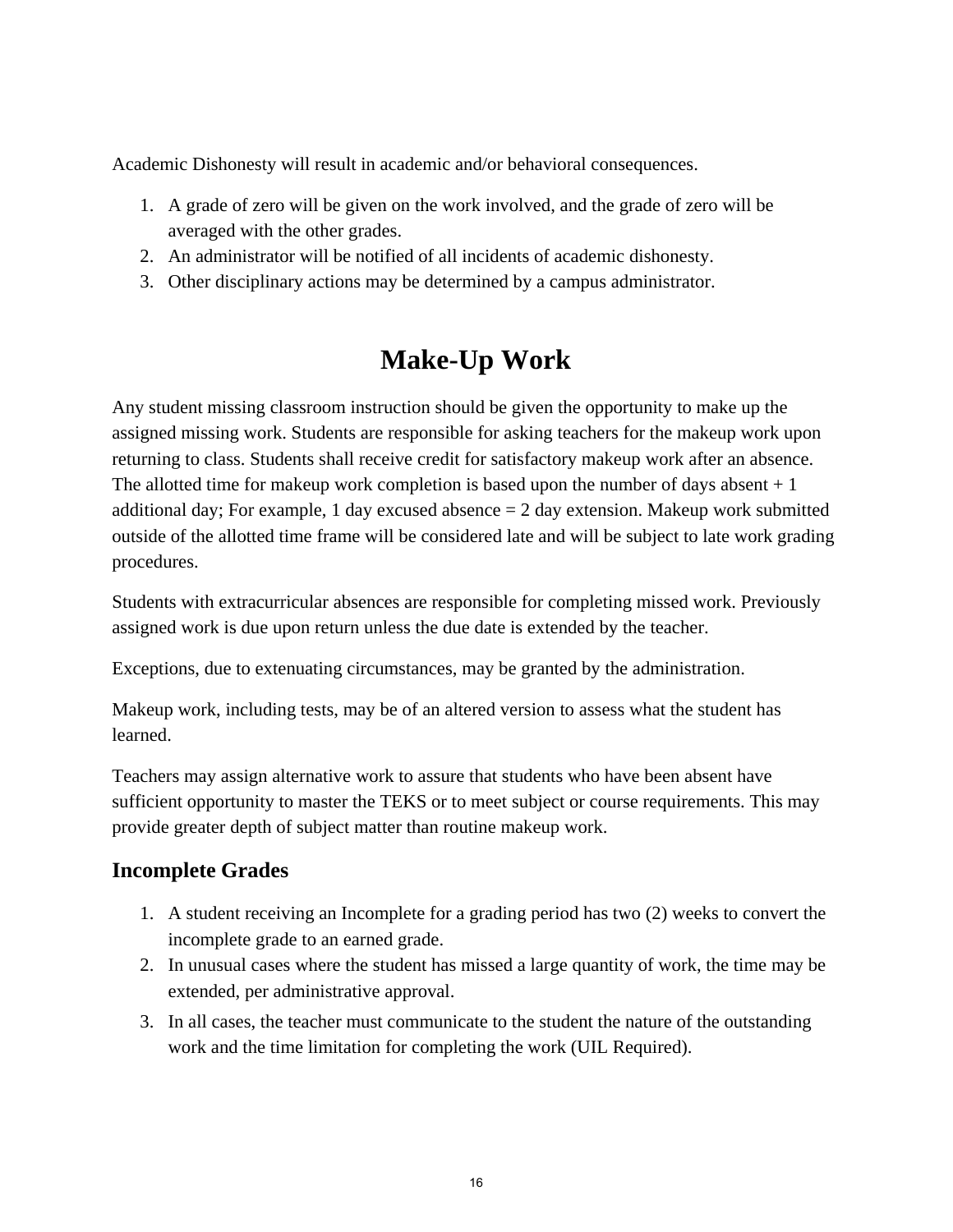Academic Dishonesty will result in academic and/or behavioral consequences.

1. A grade of zero will be given on the work involved, and the grade of zero will be averaged with the other grades.
2. An administrator will be notified of all incidents of academic dishonesty.
3. Other disciplinary actions may be determined by a campus administrator.

# Make-Up Work

Any student missing classroom instruction should be given the opportunity to make up the assigned missing work. Students are responsible for asking teachers for the makeup work upon returning to class. Students shall receive credit for satisfactory makeup work after an absence. The allotted time for makeup work completion is based upon the number of days absent + 1 additional day; For example, 1 day excused absence = 2 day extension. Makeup work submitted outside of the allotted time frame will be considered late and will be subject to late work grading procedures.

Students with extracurricular absences are responsible for completing missed work. Previously assigned work is due upon return unless the due date is extended by the teacher.

Exceptions, due to extenuating circumstances, may be granted by the administration.

Makeup work, including tests, may be of an altered version to assess what the student has learned.

Teachers may assign alternative work to assure that students who have been absent have sufficient opportunity to master the TEKS or to meet subject or course requirements. This may provide greater depth of subject matter than routine makeup work.

## Incomplete Grades

1. A student receiving an Incomplete for a grading period has two (2) weeks to convert the incomplete grade to an earned grade.
2. In unusual cases where the student has missed a large quantity of work, the time may be extended, per administrative approval.
3. In all cases, the teacher must communicate to the student the nature of the outstanding work and the time limitation for completing the work (UIL Required).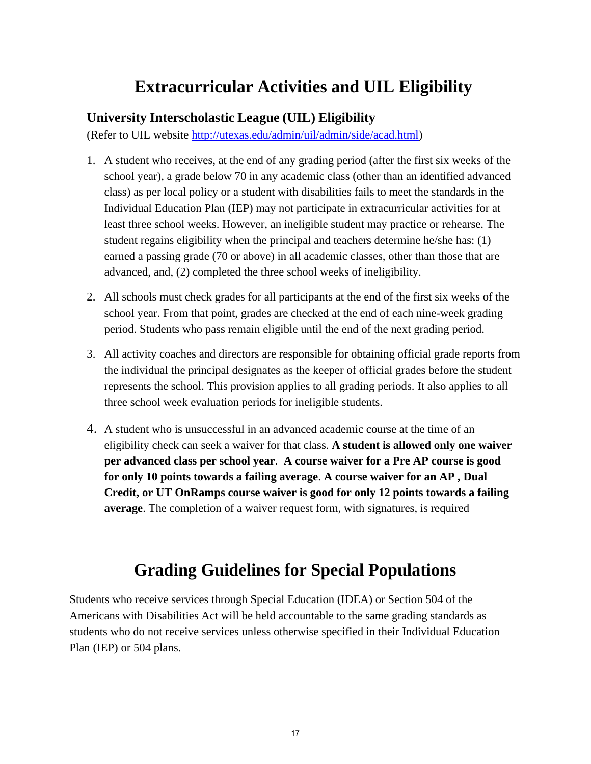# Extracurricular Activities and UIL Eligibility

### University Interscholastic League (UIL) Eligibility

(Refer to UIL website http://utexas.edu/admin/uil/admin/side/acad.html)

1. A student who receives, at the end of any grading period (after the first six weeks of the school year), a grade below 70 in any academic class (other than an identified advanced class) as per local policy or a student with disabilities fails to meet the standards in the Individual Education Plan (IEP) may not participate in extracurricular activities for at least three school weeks. However, an ineligible student may practice or rehearse. The student regains eligibility when the principal and teachers determine he/she has: (1) earned a passing grade (70 or above) in all academic classes, other than those that are advanced, and, (2) completed the three school weeks of ineligibility.

2. All schools must check grades for all participants at the end of the first six weeks of the school year. From that point, grades are checked at the end of each nine-week grading period. Students who pass remain eligible until the end of the next grading period.

3. All activity coaches and directors are responsible for obtaining official grade reports from the individual the principal designates as the keeper of official grades before the student represents the school. This provision applies to all grading periods. It also applies to all three school week evaluation periods for ineligible students.

4. A student who is unsuccessful in an advanced academic course at the time of an eligibility check can seek a waiver for that class. **A student is allowed only one waiver per advanced class per school year**. **A course waiver for a Pre AP course is good for only 10 points towards a failing average**. **A course waiver for an AP , Dual Credit, or UT OnRamps course waiver is good for only 12 points towards a failing average**. The completion of a waiver request form, with signatures, is required

# Grading Guidelines for Special Populations

Students who receive services through Special Education (IDEA) or Section 504 of the Americans with Disabilities Act will be held accountable to the same grading standards as students who do not receive services unless otherwise specified in their Individual Education Plan (IEP) or 504 plans.